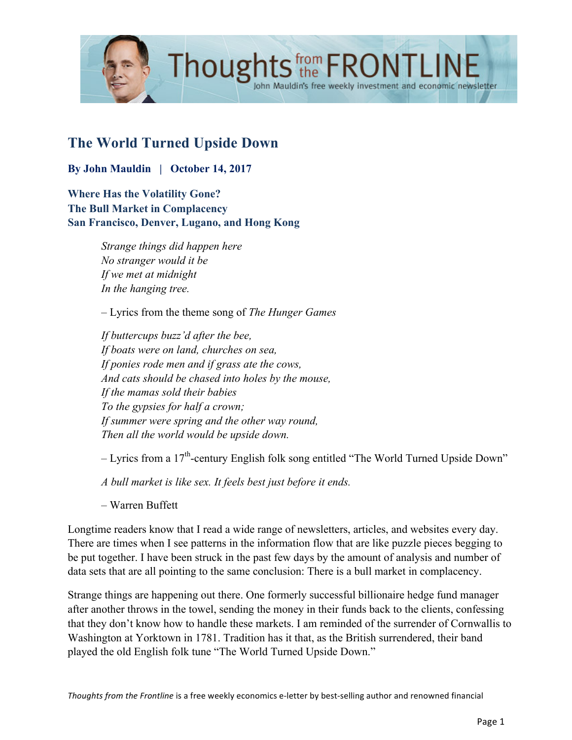# The World Turned Upside Down

**By John Mauldin | October 14, 2017**

**Where Has the Volatility Gone?**
**The Bull Market in Complacency**
**San Francisco, Denver, Lugano, and Hong Kong**

> *Strange things did happen here*
> *No stranger would it be*
> *If we met at midnight*
> *In the hanging tree.*
>
> – Lyrics from the theme song of *The Hunger Games*

> *If buttercups buzz'd after the bee,*
> *If boats were on land, churches on sea,*
> *If ponies rode men and if grass ate the cows,*
> *And cats should be chased into holes by the mouse,*
> *If the mamas sold their babies*
> *To the gypsies for half a crown;*
> *If summer were spring and the other way round,*
> *Then all the world would be upside down.*
>
> – Lyrics from a 17th-century English folk song entitled "The World Turned Upside Down"

> *A bull market is like sex. It feels best just before it ends.*
>
> – Warren Buffett

Longtime readers know that I read a wide range of newsletters, articles, and websites every day. There are times when I see patterns in the information flow that are like puzzle pieces begging to be put together. I have been struck in the past few days by the amount of analysis and number of data sets that are all pointing to the same conclusion: There is a bull market in complacency.

Strange things are happening out there. One formerly successful billionaire hedge fund manager after another throws in the towel, sending the money in their funds back to the clients, confessing that they don't know how to handle these markets. I am reminded of the surrender of Cornwallis to Washington at Yorktown in 1781. Tradition has it that, as the British surrendered, their band played the old English folk tune "The World Turned Upside Down."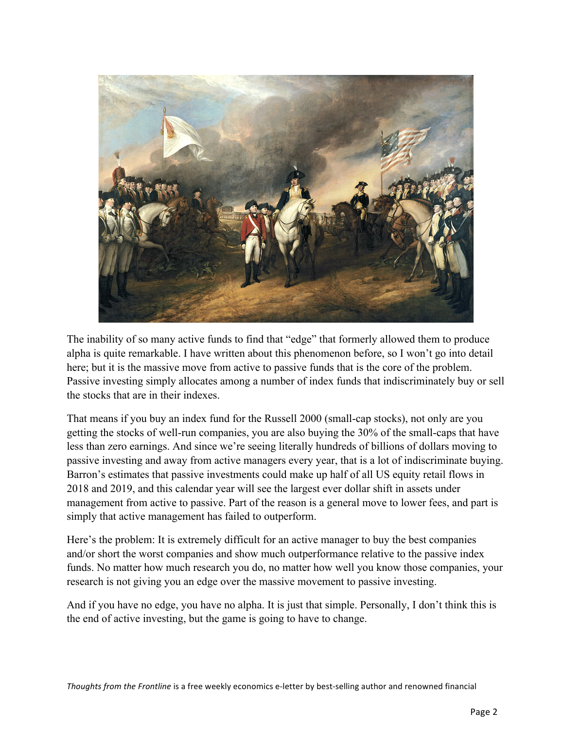The inability of so many active funds to find that “edge” that formerly allowed them to produce alpha is quite remarkable. I have written about this phenomenon before, so I won’t go into detail here; but it is the massive move from active to passive funds that is the core of the problem. Passive investing simply allocates among a number of index funds that indiscriminately buy or sell the stocks that are in their indexes.

That means if you buy an index fund for the Russell 2000 (small-cap stocks), not only are you getting the stocks of well-run companies, you are also buying the 30% of the small-caps that have less than zero earnings. And since we’re seeing literally hundreds of billions of dollars moving to passive investing and away from active managers every year, that is a lot of indiscriminate buying. Barron’s estimates that passive investments could make up half of all US equity retail flows in 2018 and 2019, and this calendar year will see the largest ever dollar shift in assets under management from active to passive. Part of the reason is a general move to lower fees, and part is simply that active management has failed to outperform.

Here’s the problem: It is extremely difficult for an active manager to buy the best companies and/or short the worst companies and show much outperformance relative to the passive index funds. No matter how much research you do, no matter how well you know those companies, your research is not giving you an edge over the massive movement to passive investing.

And if you have no edge, you have no alpha. It is just that simple. Personally, I don’t think this is the end of active investing, but the game is going to have to change.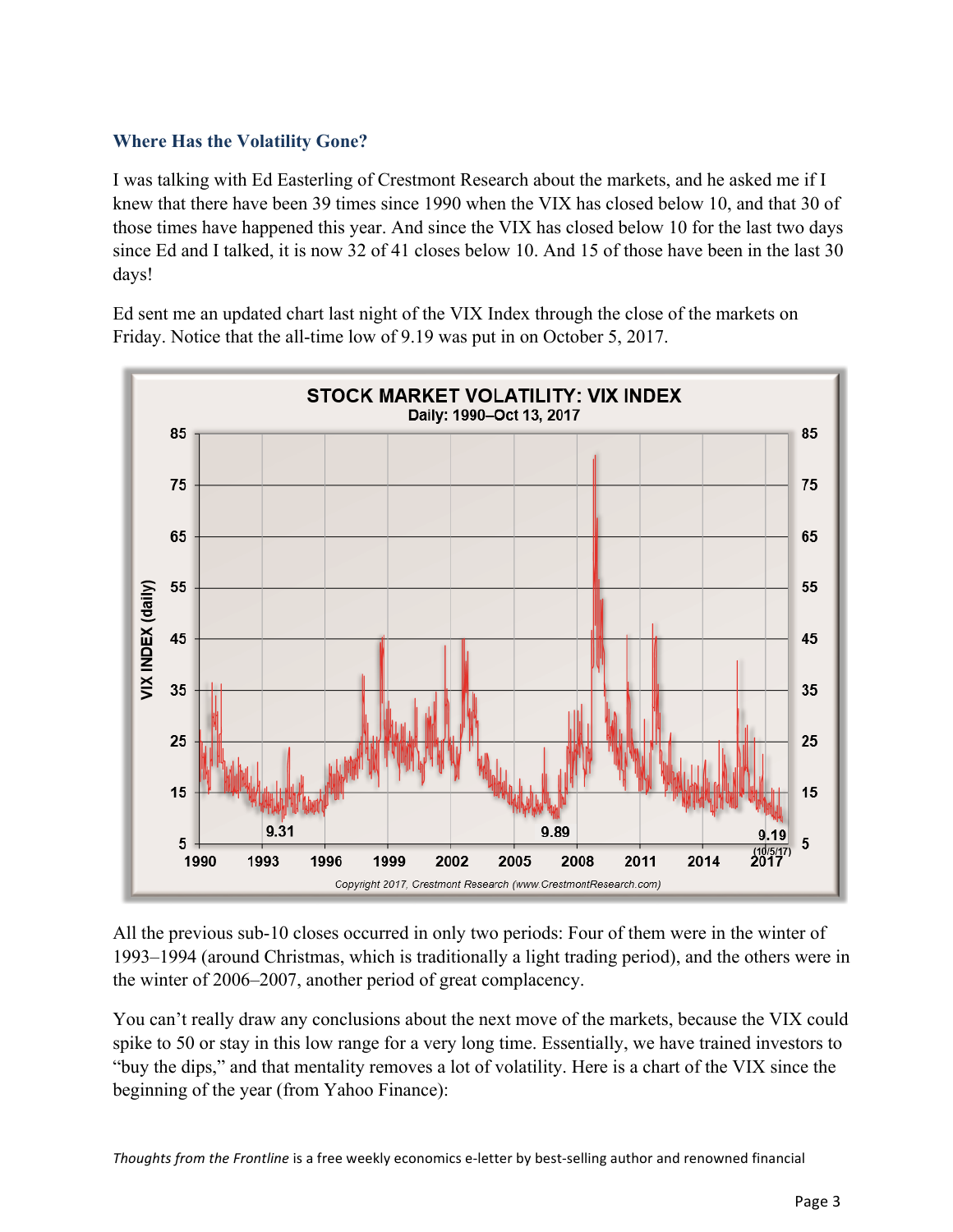### Where Has the Volatility Gone?

I was talking with Ed Easterling of Crestmont Research about the markets, and he asked me if I knew that there have been 39 times since 1990 when the VIX has closed below 10, and that 30 of those times have happened this year. And since the VIX has closed below 10 for the last two days since Ed and I talked, it is now 32 of 41 closes below 10. And 15 of those have been in the last 30 days!

Ed sent me an updated chart last night of the VIX Index through the close of the markets on Friday. Notice that the all-time low of 9.19 was put in on October 5, 2017.

All the previous sub-10 closes occurred in only two periods: Four of them were in the winter of 1993–1994 (around Christmas, which is traditionally a light trading period), and the others were in the winter of 2006–2007, another period of great complacency.

You can't really draw any conclusions about the next move of the markets, because the VIX could spike to 50 or stay in this low range for a very long time. Essentially, we have trained investors to "buy the dips," and that mentality removes a lot of volatility. Here is a chart of the VIX since the beginning of the year (from Yahoo Finance):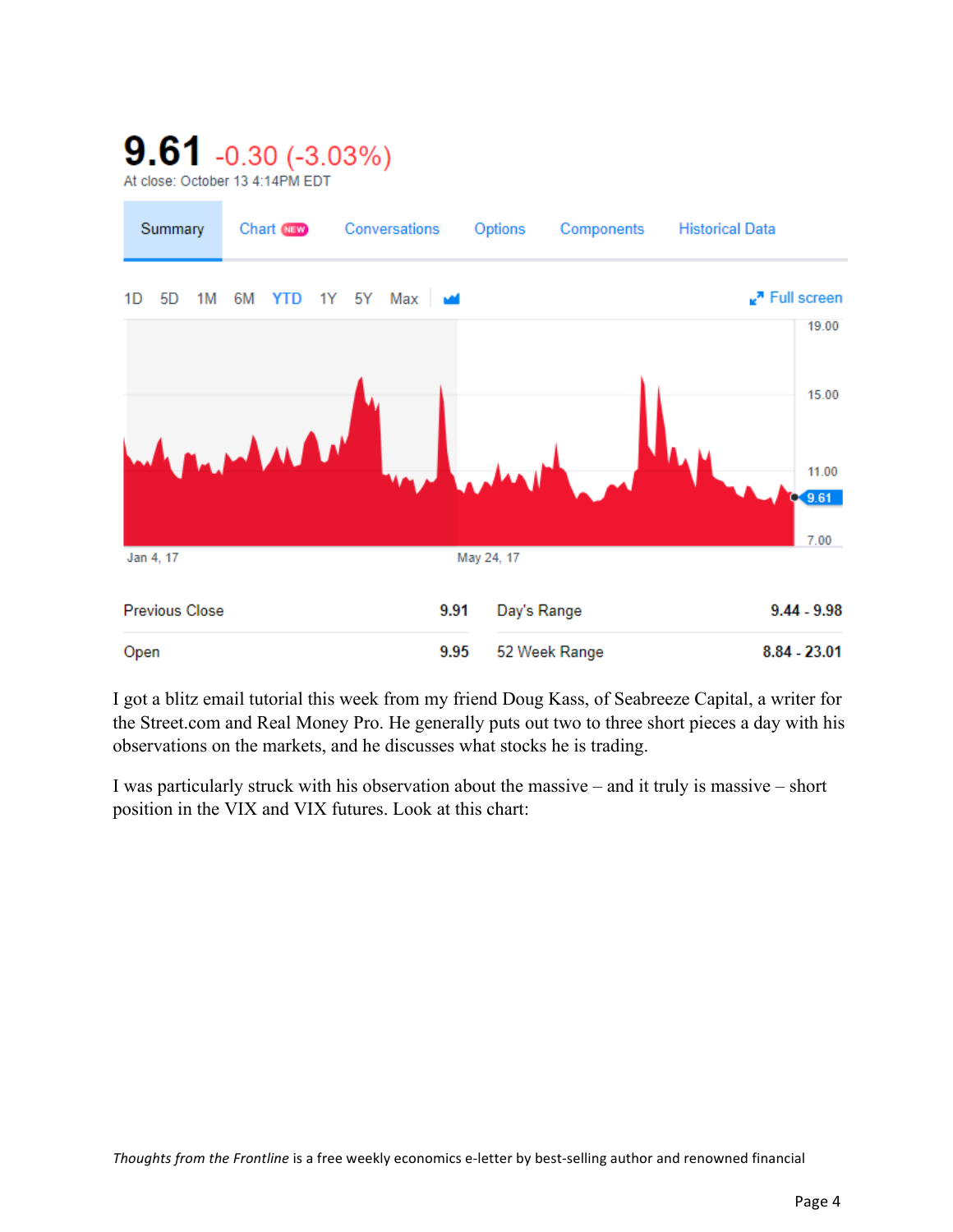9.61 -0.30 (-3.03%)

At close: October 13 4:14PM EDT

Summary | Chart NEW | Conversations | Options | Components | Historical Data

1D 5D 1M 6M YTD 1Y 5Y Max

Full screen

19.00

15.00

11.00

9.61

7.00

Jan 4, 17 May 24, 17

| Previous Close | 9.91 | Day's Range | 9.44 - 9.98 |
|---|---|---|---|
| Open | 9.95 | 52 Week Range | 8.84 - 23.01 |

I got a blitz email tutorial this week from my friend Doug Kass, of Seabreeze Capital, a writer for the Street.com and Real Money Pro. He generally puts out two to three short pieces a day with his observations on the markets, and he discusses what stocks he is trading.

I was particularly struck with his observation about the massive – and it truly is massive – short position in the VIX and VIX futures. Look at this chart: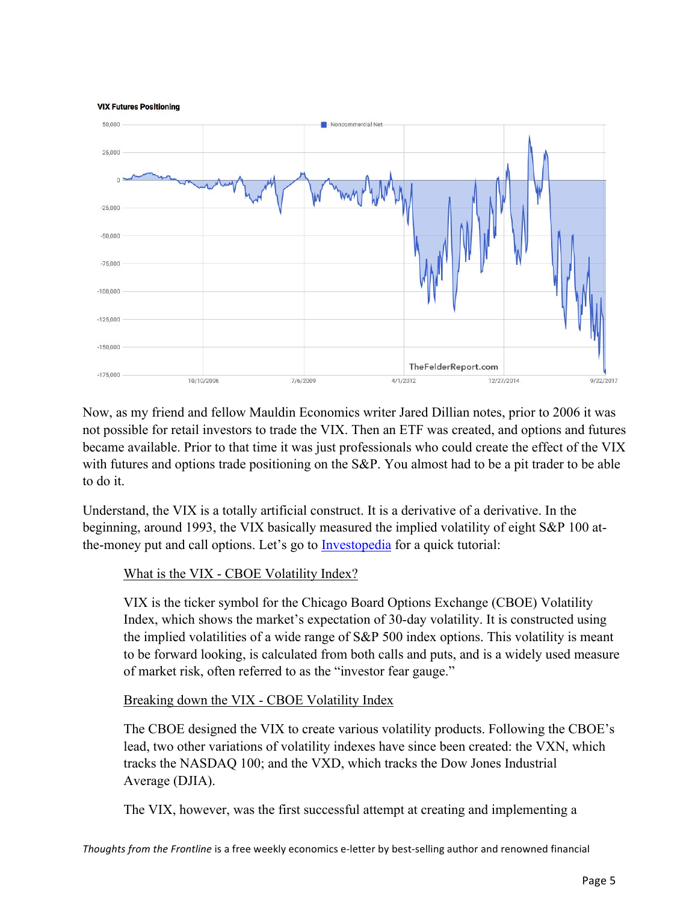**VIX Futures Positioning**

Now, as my friend and fellow Mauldin Economics writer Jared Dillian notes, prior to 2006 it was not possible for retail investors to trade the VIX. Then an ETF was created, and options and futures became available. Prior to that time it was just professionals who could create the effect of the VIX with futures and options trade positioning on the S&P. You almost had to be a pit trader to be able to do it.

Understand, the VIX is a totally artificial construct. It is a derivative of a derivative. In the beginning, around 1993, the VIX basically measured the implied volatility of eight S&P 100 at-the-money put and call options. Let's go to Investopedia for a quick tutorial:

> What is the VIX - CBOE Volatility Index?
>
> VIX is the ticker symbol for the Chicago Board Options Exchange (CBOE) Volatility Index, which shows the market's expectation of 30-day volatility. It is constructed using the implied volatilities of a wide range of S&P 500 index options. This volatility is meant to be forward looking, is calculated from both calls and puts, and is a widely used measure of market risk, often referred to as the "investor fear gauge."
>
> Breaking down the VIX - CBOE Volatility Index
>
> The CBOE designed the VIX to create various volatility products. Following the CBOE's lead, two other variations of volatility indexes have since been created: the VXN, which tracks the NASDAQ 100; and the VXD, which tracks the Dow Jones Industrial Average (DJIA).
>
> The VIX, however, was the first successful attempt at creating and implementing a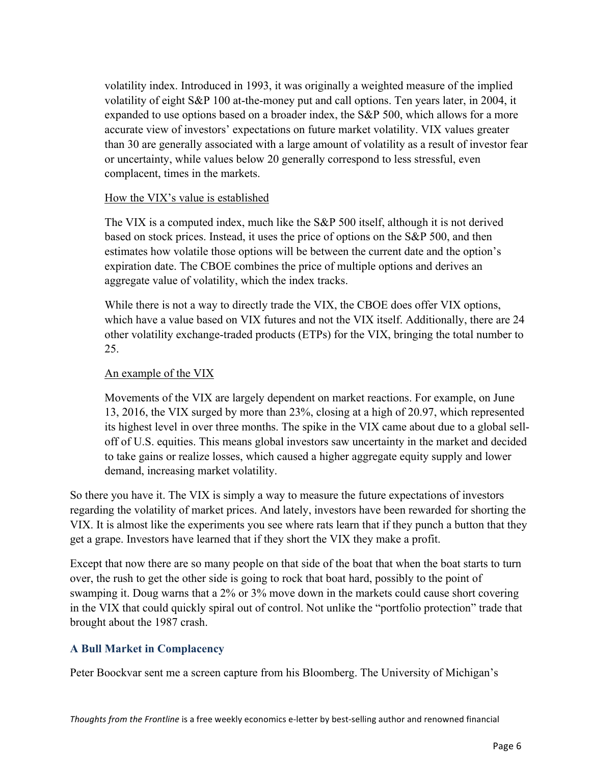> volatility index. Introduced in 1993, it was originally a weighted measure of the implied volatility of eight S&P 100 at-the-money put and call options. Ten years later, in 2004, it expanded to use options based on a broader index, the S&P 500, which allows for a more accurate view of investors' expectations on future market volatility. VIX values greater than 30 are generally associated with a large amount of volatility as a result of investor fear or uncertainty, while values below 20 generally correspond to less stressful, even complacent, times in the markets.
>
> <u>How the VIX's value is established</u>
>
> The VIX is a computed index, much like the S&P 500 itself, although it is not derived based on stock prices. Instead, it uses the price of options on the S&P 500, and then estimates how volatile those options will be between the current date and the option's expiration date. The CBOE combines the price of multiple options and derives an aggregate value of volatility, which the index tracks.
>
> While there is not a way to directly trade the VIX, the CBOE does offer VIX options, which have a value based on VIX futures and not the VIX itself. Additionally, there are 24 other volatility exchange-traded products (ETPs) for the VIX, bringing the total number to 25.
>
> <u>An example of the VIX</u>
>
> Movements of the VIX are largely dependent on market reactions. For example, on June 13, 2016, the VIX surged by more than 23%, closing at a high of 20.97, which represented its highest level in over three months. The spike in the VIX came about due to a global sell-off of U.S. equities. This means global investors saw uncertainty in the market and decided to take gains or realize losses, which caused a higher aggregate equity supply and lower demand, increasing market volatility.

So there you have it. The VIX is simply a way to measure the future expectations of investors regarding the volatility of market prices. And lately, investors have been rewarded for shorting the VIX. It is almost like the experiments you see where rats learn that if they punch a button that they get a grape. Investors have learned that if they short the VIX they make a profit.

Except that now there are so many people on that side of the boat that when the boat starts to turn over, the rush to get the other side is going to rock that boat hard, possibly to the point of swamping it. Doug warns that a 2% or 3% move down in the markets could cause short covering in the VIX that could quickly spiral out of control. Not unlike the "portfolio protection" trade that brought about the 1987 crash.

### A Bull Market in Complacency

Peter Boockvar sent me a screen capture from his Bloomberg. The University of Michigan's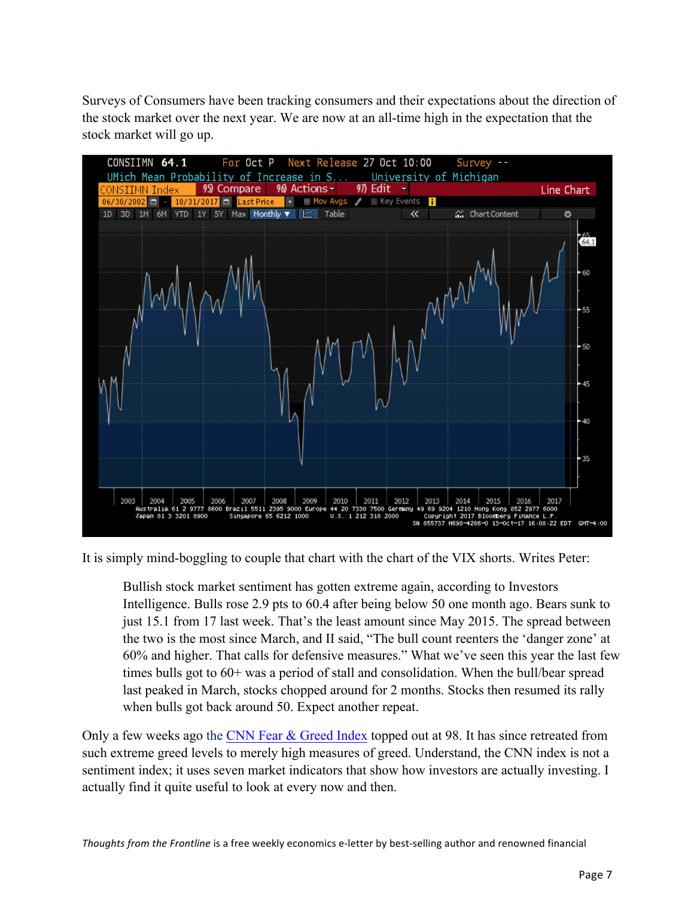Surveys of Consumers have been tracking consumers and their expectations about the direction of the stock market over the next year. We are now at an all-time high in the expectation that the stock market will go up.

It is simply mind-boggling to couple that chart with the chart of the VIX shorts. Writes Peter:

> Bullish stock market sentiment has gotten extreme again, according to Investors Intelligence. Bulls rose 2.9 pts to 60.4 after being below 50 one month ago. Bears sunk to just 15.1 from 17 last week. That's the least amount since May 2015. The spread between the two is the most since March, and II said, "The bull count reenters the 'danger zone' at 60% and higher. That calls for defensive measures." What we've seen this year the last few times bulls got to 60+ was a period of stall and consolidation. When the bull/bear spread last peaked in March, stocks chopped around for 2 months. Stocks then resumed its rally when bulls got back around 50. Expect another repeat.

Only a few weeks ago the [CNN Fear & Greed Index](https://money.cnn.com/data/fear-and-greed/) topped out at 98. It has since retreated from such extreme greed levels to merely high measures of greed. Understand, the CNN index is not a sentiment index; it uses seven market indicators that show how investors are actually investing. I actually find it quite useful to look at every now and then.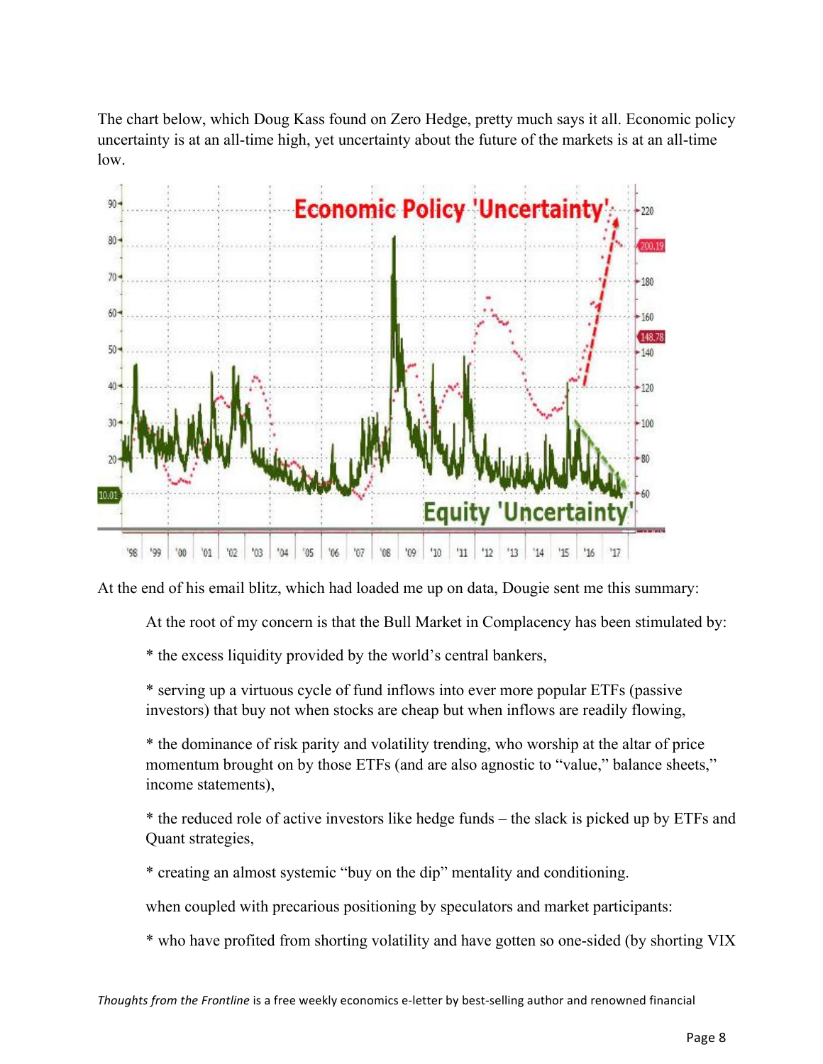The chart below, which Doug Kass found on Zero Hedge, pretty much says it all. Economic policy uncertainty is at an all-time high, yet uncertainty about the future of the markets is at an all-time low.

At the end of his email blitz, which had loaded me up on data, Dougie sent me this summary:

> At the root of my concern is that the Bull Market in Complacency has been stimulated by:
>
> * the excess liquidity provided by the world's central bankers,
>
> * serving up a virtuous cycle of fund inflows into ever more popular ETFs (passive investors) that buy not when stocks are cheap but when inflows are readily flowing,
>
> * the dominance of risk parity and volatility trending, who worship at the altar of price momentum brought on by those ETFs (and are also agnostic to "value," balance sheets," income statements),
>
> * the reduced role of active investors like hedge funds – the slack is picked up by ETFs and Quant strategies,
>
> * creating an almost systemic "buy on the dip" mentality and conditioning.
>
> when coupled with precarious positioning by speculators and market participants:
>
> * who have profited from shorting volatility and have gotten so one-sided (by shorting VIX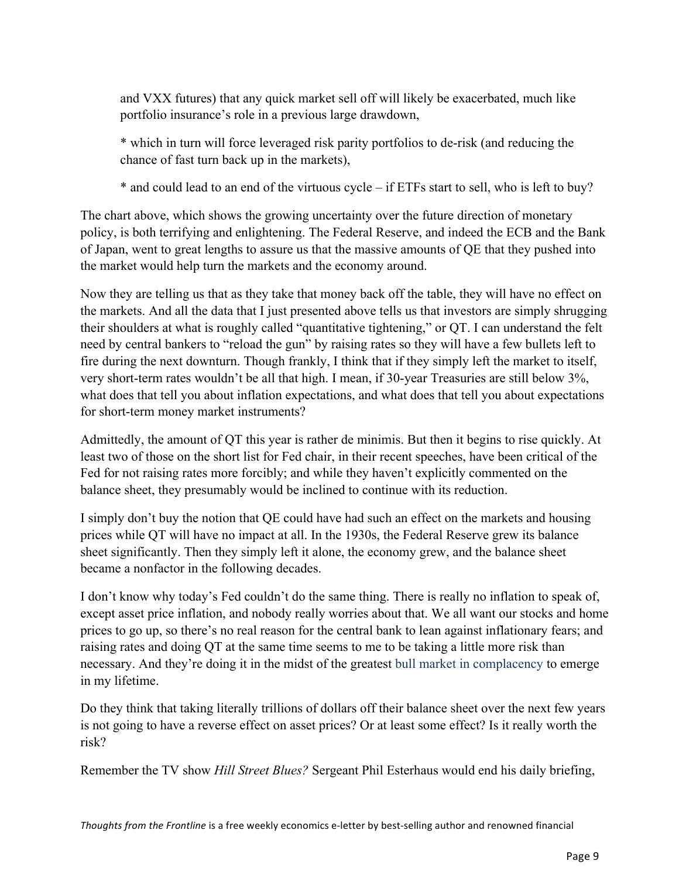and VXX futures) that any quick market sell off will likely be exacerbated, much like portfolio insurance's role in a previous large drawdown,

* which in turn will force leveraged risk parity portfolios to de-risk (and reducing the chance of fast turn back up in the markets),

* and could lead to an end of the virtuous cycle – if ETFs start to sell, who is left to buy?

The chart above, which shows the growing uncertainty over the future direction of monetary policy, is both terrifying and enlightening. The Federal Reserve, and indeed the ECB and the Bank of Japan, went to great lengths to assure us that the massive amounts of QE that they pushed into the market would help turn the markets and the economy around.

Now they are telling us that as they take that money back off the table, they will have no effect on the markets. And all the data that I just presented above tells us that investors are simply shrugging their shoulders at what is roughly called "quantitative tightening," or QT. I can understand the felt need by central bankers to "reload the gun" by raising rates so they will have a few bullets left to fire during the next downturn. Though frankly, I think that if they simply left the market to itself, very short-term rates wouldn't be all that high. I mean, if 30-year Treasuries are still below 3%, what does that tell you about inflation expectations, and what does that tell you about expectations for short-term money market instruments?

Admittedly, the amount of QT this year is rather de minimis. But then it begins to rise quickly. At least two of those on the short list for Fed chair, in their recent speeches, have been critical of the Fed for not raising rates more forcibly; and while they haven't explicitly commented on the balance sheet, they presumably would be inclined to continue with its reduction.

I simply don't buy the notion that QE could have had such an effect on the markets and housing prices while QT will have no impact at all. In the 1930s, the Federal Reserve grew its balance sheet significantly. Then they simply left it alone, the economy grew, and the balance sheet became a nonfactor in the following decades.

I don't know why today's Fed couldn't do the same thing. There is really no inflation to speak of, except asset price inflation, and nobody really worries about that. We all want our stocks and home prices to go up, so there's no real reason for the central bank to lean against inflationary fears; and raising rates and doing QT at the same time seems to me to be taking a little more risk than necessary. And they're doing it in the midst of the greatest bull market in complacency to emerge in my lifetime.

Do they think that taking literally trillions of dollars off their balance sheet over the next few years is not going to have a reverse effect on asset prices? Or at least some effect? Is it really worth the risk?

Remember the TV show *Hill Street Blues?* Sergeant Phil Esterhaus would end his daily briefing,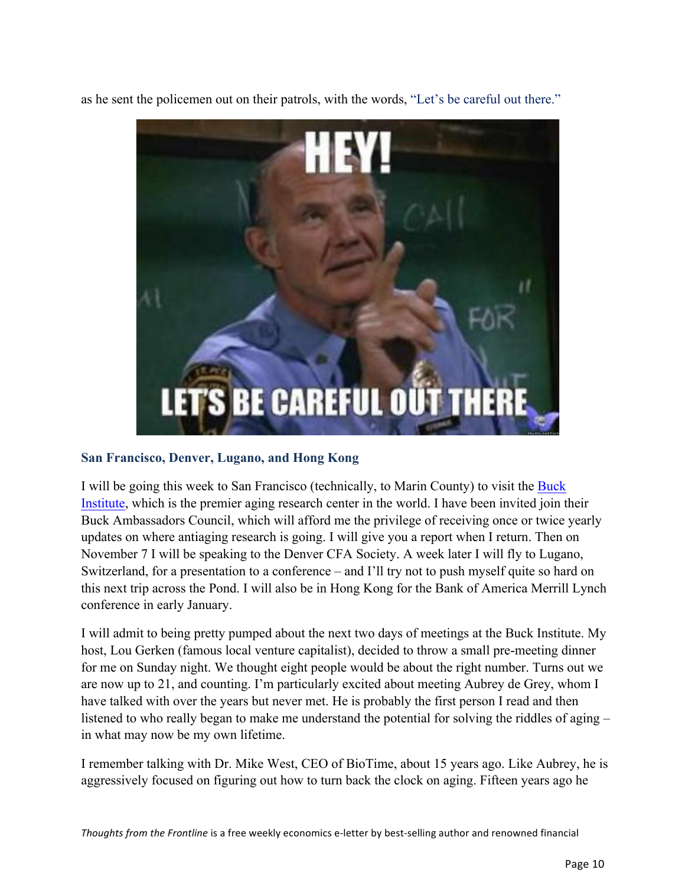as he sent the policemen out on their patrols, with the words, "Let's be careful out there."

### San Francisco, Denver, Lugano, and Hong Kong

I will be going this week to San Francisco (technically, to Marin County) to visit the [Buck Institute](), which is the premier aging research center in the world. I have been invited join their Buck Ambassadors Council, which will afford me the privilege of receiving once or twice yearly updates on where antiaging research is going. I will give you a report when I return. Then on November 7 I will be speaking to the Denver CFA Society. A week later I will fly to Lugano, Switzerland, for a presentation to a conference – and I'll try not to push myself quite so hard on this next trip across the Pond. I will also be in Hong Kong for the Bank of America Merrill Lynch conference in early January.

I will admit to being pretty pumped about the next two days of meetings at the Buck Institute. My host, Lou Gerken (famous local venture capitalist), decided to throw a small pre-meeting dinner for me on Sunday night. We thought eight people would be about the right number. Turns out we are now up to 21, and counting. I'm particularly excited about meeting Aubrey de Grey, whom I have talked with over the years but never met. He is probably the first person I read and then listened to who really began to make me understand the potential for solving the riddles of aging – in what may now be my own lifetime.

I remember talking with Dr. Mike West, CEO of BioTime, about 15 years ago. Like Aubrey, he is aggressively focused on figuring out how to turn back the clock on aging. Fifteen years ago he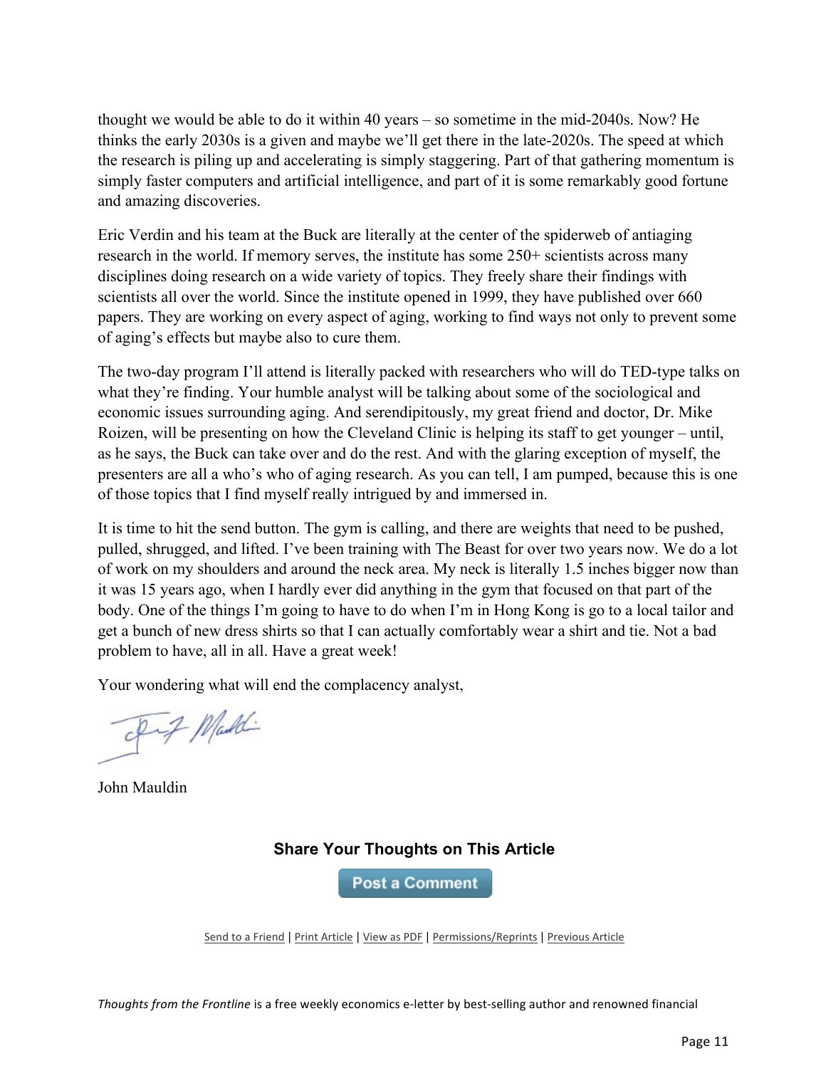thought we would be able to do it within 40 years – so sometime in the mid-2040s. Now? He thinks the early 2030s is a given and maybe we'll get there in the late-2020s. The speed at which the research is piling up and accelerating is simply staggering. Part of that gathering momentum is simply faster computers and artificial intelligence, and part of it is some remarkably good fortune and amazing discoveries.

Eric Verdin and his team at the Buck are literally at the center of the spiderweb of antiaging research in the world. If memory serves, the institute has some 250+ scientists across many disciplines doing research on a wide variety of topics. They freely share their findings with scientists all over the world. Since the institute opened in 1999, they have published over 660 papers. They are working on every aspect of aging, working to find ways not only to prevent some of aging's effects but maybe also to cure them.

The two-day program I'll attend is literally packed with researchers who will do TED-type talks on what they're finding. Your humble analyst will be talking about some of the sociological and economic issues surrounding aging. And serendipitously, my great friend and doctor, Dr. Mike Roizen, will be presenting on how the Cleveland Clinic is helping its staff to get younger – until, as he says, the Buck can take over and do the rest. And with the glaring exception of myself, the presenters are all a who's who of aging research. As you can tell, I am pumped, because this is one of those topics that I find myself really intrigued by and immersed in.

It is time to hit the send button. The gym is calling, and there are weights that need to be pushed, pulled, shrugged, and lifted. I've been training with The Beast for over two years now. We do a lot of work on my shoulders and around the neck area. My neck is literally 1.5 inches bigger now than it was 15 years ago, when I hardly ever did anything in the gym that focused on that part of the body. One of the things I'm going to have to do when I'm in Hong Kong is go to a local tailor and get a bunch of new dress shirts so that I can actually comfortably wear a shirt and tie. Not a bad problem to have, all in all. Have a great week!

Your wondering what will end the complacency analyst,

John Mauldin

**Share Your Thoughts on This Article**

Post a Comment

Send to a Friend | Print Article | View as PDF | Permissions/Reprints | Previous Article

*Thoughts from the Frontline* is a free weekly economics e-letter by best-selling author and renowned financial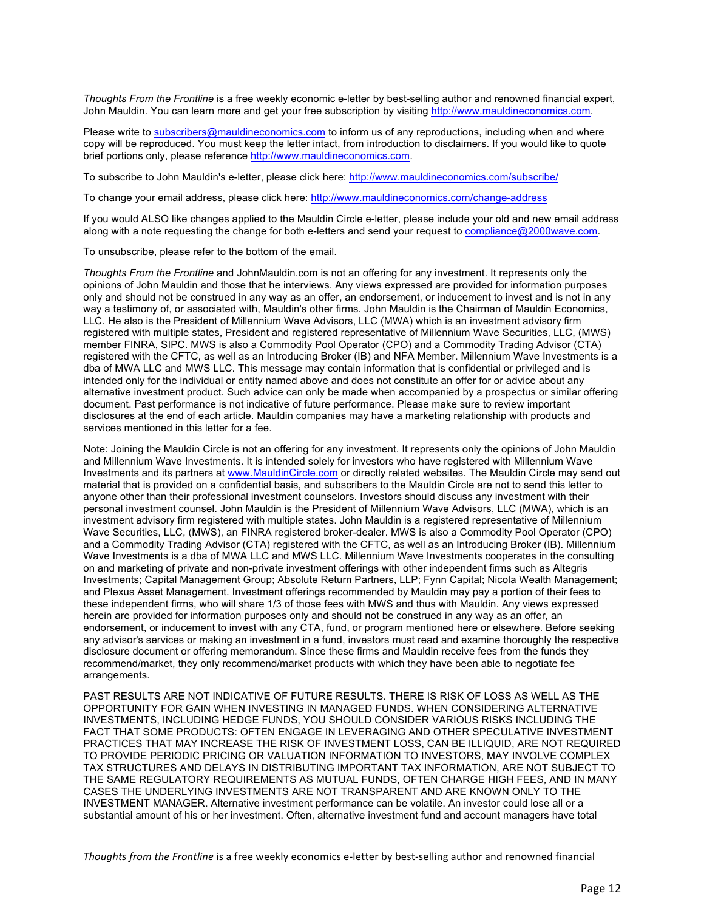*Thoughts From the Frontline* is a free weekly economic e-letter by best-selling author and renowned financial expert, John Mauldin. You can learn more and get your free subscription by visiting http://www.mauldineconomics.com.

Please write to subscribers@mauldineconomics.com to inform us of any reproductions, including when and where copy will be reproduced. You must keep the letter intact, from introduction to disclaimers. If you would like to quote brief portions only, please reference http://www.mauldineconomics.com.

To subscribe to John Mauldin's e-letter, please click here: http://www.mauldineconomics.com/subscribe/

To change your email address, please click here: http://www.mauldineconomics.com/change-address

If you would ALSO like changes applied to the Mauldin Circle e-letter, please include your old and new email address along with a note requesting the change for both e-letters and send your request to compliance@2000wave.com.

To unsubscribe, please refer to the bottom of the email.

*Thoughts From the Frontline* and JohnMauldin.com is not an offering for any investment. It represents only the opinions of John Mauldin and those that he interviews. Any views expressed are provided for information purposes only and should not be construed in any way as an offer, an endorsement, or inducement to invest and is not in any way a testimony of, or associated with, Mauldin's other firms. John Mauldin is the Chairman of Mauldin Economics, LLC. He also is the President of Millennium Wave Advisors, LLC (MWA) which is an investment advisory firm registered with multiple states, President and registered representative of Millennium Wave Securities, LLC, (MWS) member FINRA, SIPC. MWS is also a Commodity Pool Operator (CPO) and a Commodity Trading Advisor (CTA) registered with the CFTC, as well as an Introducing Broker (IB) and NFA Member. Millennium Wave Investments is a dba of MWA LLC and MWS LLC. This message may contain information that is confidential or privileged and is intended only for the individual or entity named above and does not constitute an offer for or advice about any alternative investment product. Such advice can only be made when accompanied by a prospectus or similar offering document. Past performance is not indicative of future performance. Please make sure to review important disclosures at the end of each article. Mauldin companies may have a marketing relationship with products and services mentioned in this letter for a fee.

Note: Joining the Mauldin Circle is not an offering for any investment. It represents only the opinions of John Mauldin and Millennium Wave Investments. It is intended solely for investors who have registered with Millennium Wave Investments and its partners at www.MauldinCircle.com or directly related websites. The Mauldin Circle may send out material that is provided on a confidential basis, and subscribers to the Mauldin Circle are not to send this letter to anyone other than their professional investment counselors. Investors should discuss any investment with their personal investment counsel. John Mauldin is the President of Millennium Wave Advisors, LLC (MWA), which is an investment advisory firm registered with multiple states. John Mauldin is a registered representative of Millennium Wave Securities, LLC, (MWS), an FINRA registered broker-dealer. MWS is also a Commodity Pool Operator (CPO) and a Commodity Trading Advisor (CTA) registered with the CFTC, as well as an Introducing Broker (IB). Millennium Wave Investments is a dba of MWA LLC and MWS LLC. Millennium Wave Investments cooperates in the consulting on and marketing of private and non-private investment offerings with other independent firms such as Altegris Investments; Capital Management Group; Absolute Return Partners, LLP; Fynn Capital; Nicola Wealth Management; and Plexus Asset Management. Investment offerings recommended by Mauldin may pay a portion of their fees to these independent firms, who will share 1/3 of those fees with MWS and thus with Mauldin. Any views expressed herein are provided for information purposes only and should not be construed in any way as an offer, an endorsement, or inducement to invest with any CTA, fund, or program mentioned here or elsewhere. Before seeking any advisor's services or making an investment in a fund, investors must read and examine thoroughly the respective disclosure document or offering memorandum. Since these firms and Mauldin receive fees from the funds they recommend/market, they only recommend/market products with which they have been able to negotiate fee arrangements.

PAST RESULTS ARE NOT INDICATIVE OF FUTURE RESULTS. THERE IS RISK OF LOSS AS WELL AS THE OPPORTUNITY FOR GAIN WHEN INVESTING IN MANAGED FUNDS. WHEN CONSIDERING ALTERNATIVE INVESTMENTS, INCLUDING HEDGE FUNDS, YOU SHOULD CONSIDER VARIOUS RISKS INCLUDING THE FACT THAT SOME PRODUCTS: OFTEN ENGAGE IN LEVERAGING AND OTHER SPECULATIVE INVESTMENT PRACTICES THAT MAY INCREASE THE RISK OF INVESTMENT LOSS, CAN BE ILLIQUID, ARE NOT REQUIRED TO PROVIDE PERIODIC PRICING OR VALUATION INFORMATION TO INVESTORS, MAY INVOLVE COMPLEX TAX STRUCTURES AND DELAYS IN DISTRIBUTING IMPORTANT TAX INFORMATION, ARE NOT SUBJECT TO THE SAME REGULATORY REQUIREMENTS AS MUTUAL FUNDS, OFTEN CHARGE HIGH FEES, AND IN MANY CASES THE UNDERLYING INVESTMENTS ARE NOT TRANSPARENT AND ARE KNOWN ONLY TO THE INVESTMENT MANAGER. Alternative investment performance can be volatile. An investor could lose all or a substantial amount of his or her investment. Often, alternative investment fund and account managers have total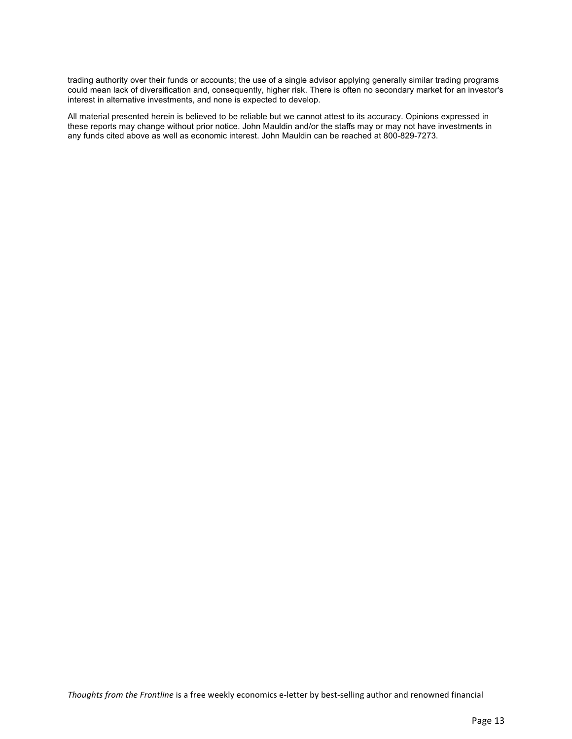trading authority over their funds or accounts; the use of a single advisor applying generally similar trading programs could mean lack of diversification and, consequently, higher risk. There is often no secondary market for an investor's interest in alternative investments, and none is expected to develop.

All material presented herein is believed to be reliable but we cannot attest to its accuracy. Opinions expressed in these reports may change without prior notice. John Mauldin and/or the staffs may or may not have investments in any funds cited above as well as economic interest. John Mauldin can be reached at 800-829-7273.